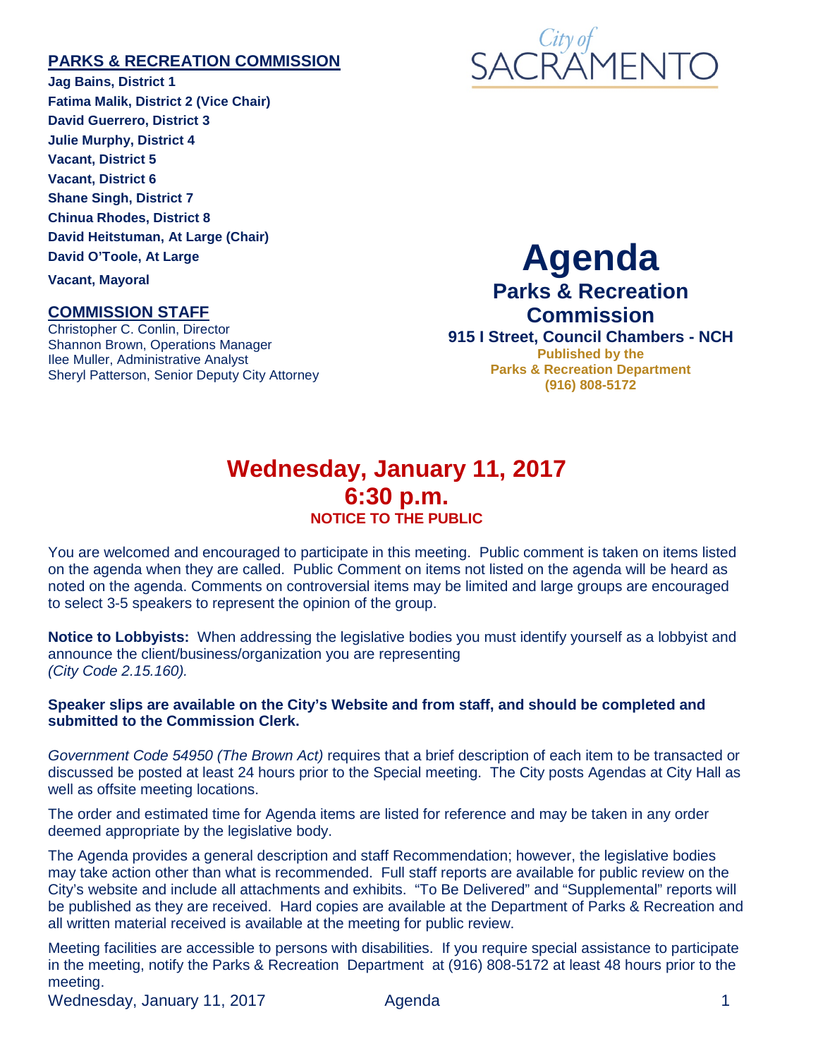## PARKS & RECREATION COMMISSION

**Jag Bains, District 1**
**Fatima Malik, District 2 (Vice Chair)**
**David Guerrero, District 3**
**Julie Murphy, District 4**
**Vacant, District 5**
**Vacant, District 6**
**Shane Singh, District 7**
**Chinua Rhodes, District 8**
**David Heitstuman, At Large (Chair)**
**David O'Toole, At Large**
**Vacant, Mayoral**

## COMMISSION STAFF

Christopher C. Conlin, Director
Shannon Brown, Operations Manager
Ilee Muller, Administrative Analyst
Sheryl Patterson, Senior Deputy City Attorney

City of SACRAMENTO

# Agenda

## Parks & Recreation Commission

**915 I Street, Council Chambers - NCH**

**Published by the**
**Parks & Recreation Department**
**(916) 808-5172**

# Wednesday, January 11, 2017
# 6:30 p.m.

**NOTICE TO THE PUBLIC**

You are welcomed and encouraged to participate in this meeting. Public comment is taken on items listed on the agenda when they are called. Public Comment on items not listed on the agenda will be heard as noted on the agenda. Comments on controversial items may be limited and large groups are encouraged to select 3-5 speakers to represent the opinion of the group.

**Notice to Lobbyists:** When addressing the legislative bodies you must identify yourself as a lobbyist and announce the client/business/organization you are representing
*(City Code 2.15.160).*

**Speaker slips are available on the City's Website and from staff, and should be completed and submitted to the Commission Clerk.**

*Government Code 54950 (The Brown Act)* requires that a brief description of each item to be transacted or discussed be posted at least 24 hours prior to the Special meeting. The City posts Agendas at City Hall as well as offsite meeting locations.

The order and estimated time for Agenda items are listed for reference and may be taken in any order deemed appropriate by the legislative body.

The Agenda provides a general description and staff Recommendation; however, the legislative bodies may take action other than what is recommended. Full staff reports are available for public review on the City's website and include all attachments and exhibits. "To Be Delivered" and "Supplemental" reports will be published as they are received. Hard copies are available at the Department of Parks & Recreation and all written material received is available at the meeting for public review.

Meeting facilities are accessible to persons with disabilities. If you require special assistance to participate in the meeting, notify the Parks & Recreation Department at (916) 808-5172 at least 48 hours prior to the meeting.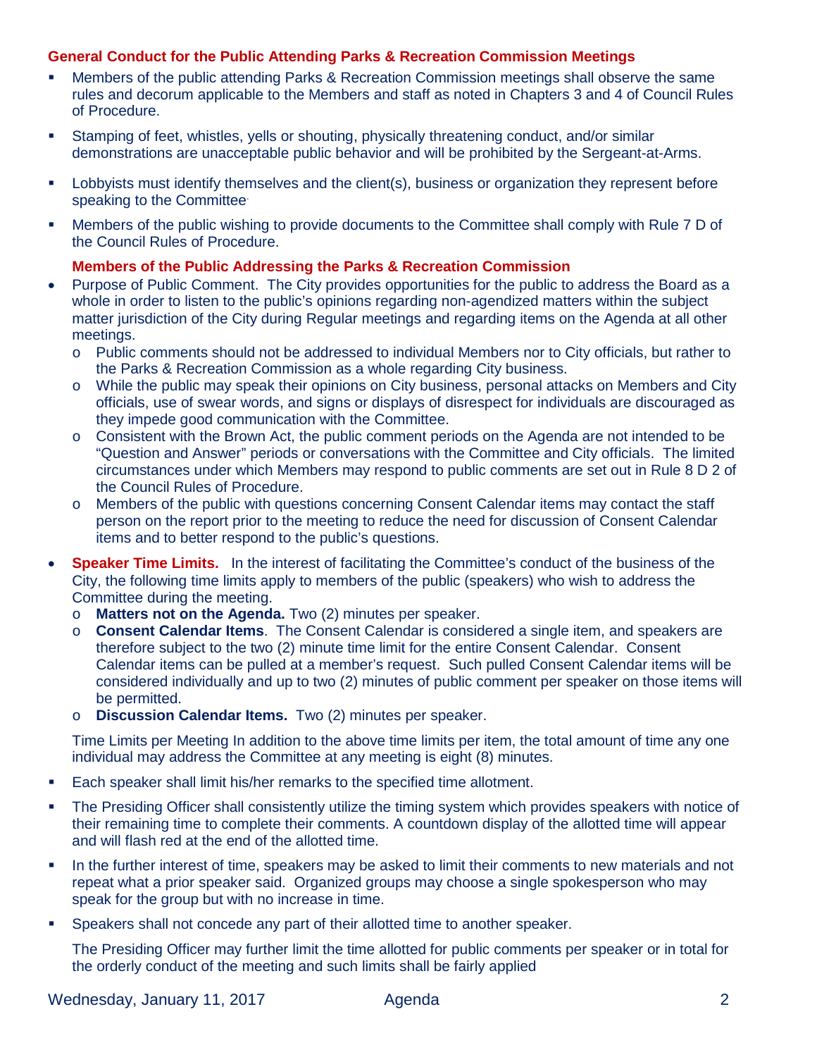### General Conduct for the Public Attending Parks & Recreation Commission Meetings

- Members of the public attending Parks & Recreation Commission meetings shall observe the same rules and decorum applicable to the Members and staff as noted in Chapters 3 and 4 of Council Rules of Procedure.
- Stamping of feet, whistles, yells or shouting, physically threatening conduct, and/or similar demonstrations are unacceptable public behavior and will be prohibited by the Sergeant-at-Arms.
- Lobbyists must identify themselves and the client(s), business or organization they represent before speaking to the Committee.
- Members of the public wishing to provide documents to the Committee shall comply with Rule 7 D of the Council Rules of Procedure.

### Members of the Public Addressing the Parks & Recreation Commission

- Purpose of Public Comment. The City provides opportunities for the public to address the Board as a whole in order to listen to the public's opinions regarding non-agendized matters within the subject matter jurisdiction of the City during Regular meetings and regarding items on the Agenda at all other meetings.
  - Public comments should not be addressed to individual Members nor to City officials, but rather to the Parks & Recreation Commission as a whole regarding City business.
  - While the public may speak their opinions on City business, personal attacks on Members and City officials, use of swear words, and signs or displays of disrespect for individuals are discouraged as they impede good communication with the Committee.
  - Consistent with the Brown Act, the public comment periods on the Agenda are not intended to be "Question and Answer" periods or conversations with the Committee and City officials. The limited circumstances under which Members may respond to public comments are set out in Rule 8 D 2 of the Council Rules of Procedure.
  - Members of the public with questions concerning Consent Calendar items may contact the staff person on the report prior to the meeting to reduce the need for discussion of Consent Calendar items and to better respond to the public's questions.
- **Speaker Time Limits.** In the interest of facilitating the Committee's conduct of the business of the City, the following time limits apply to members of the public (speakers) who wish to address the Committee during the meeting.
  - **Matters not on the Agenda.** Two (2) minutes per speaker.
  - **Consent Calendar Items**. The Consent Calendar is considered a single item, and speakers are therefore subject to the two (2) minute time limit for the entire Consent Calendar. Consent Calendar items can be pulled at a member's request. Such pulled Consent Calendar items will be considered individually and up to two (2) minutes of public comment per speaker on those items will be permitted.
  - **Discussion Calendar Items.** Two (2) minutes per speaker.

  Time Limits per Meeting In addition to the above time limits per item, the total amount of time any one individual may address the Committee at any meeting is eight (8) minutes.

- Each speaker shall limit his/her remarks to the specified time allotment.
- The Presiding Officer shall consistently utilize the timing system which provides speakers with notice of their remaining time to complete their comments. A countdown display of the allotted time will appear and will flash red at the end of the allotted time.
- In the further interest of time, speakers may be asked to limit their comments to new materials and not repeat what a prior speaker said. Organized groups may choose a single spokesperson who may speak for the group but with no increase in time.
- Speakers shall not concede any part of their allotted time to another speaker.

  The Presiding Officer may further limit the time allotted for public comments per speaker or in total for the orderly conduct of the meeting and such limits shall be fairly applied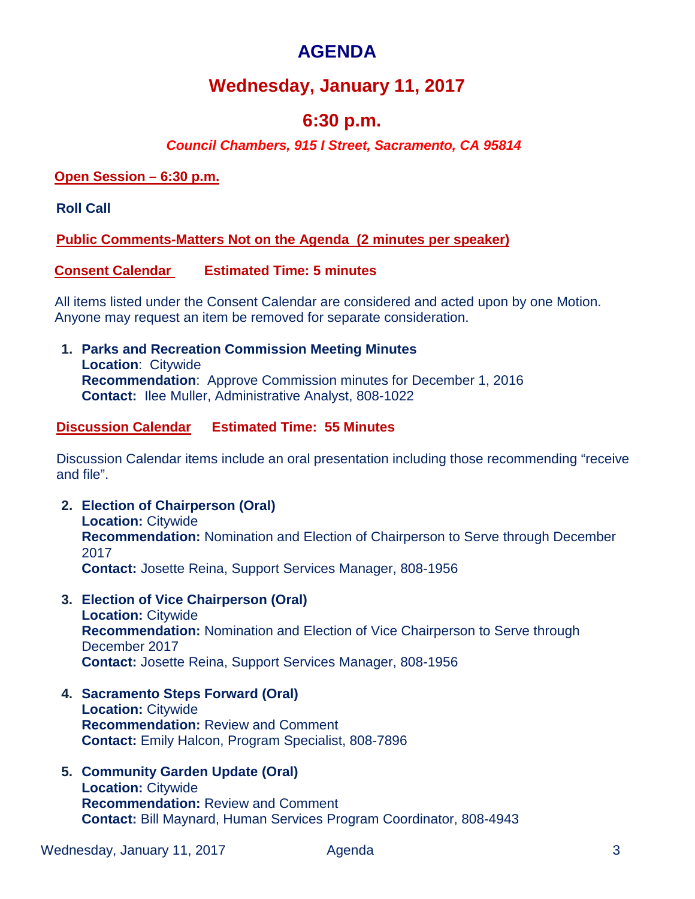# AGENDA

## Wednesday, January 11, 2017

## 6:30 p.m.

***Council Chambers, 915 I Street, Sacramento, CA 95814***

**Open Session – 6:30 p.m.**

**Roll Call**

**Public Comments-Matters Not on the Agenda (2 minutes per speaker)**

**Consent Calendar** **Estimated Time: 5 minutes**

All items listed under the Consent Calendar are considered and acted upon by one Motion. Anyone may request an item be removed for separate consideration.

1. **Parks and Recreation Commission Meeting Minutes**
   **Location**: Citywide
   **Recommendation**: Approve Commission minutes for December 1, 2016
   **Contact:** Ilee Muller, Administrative Analyst, 808-1022

**Discussion Calendar** **Estimated Time: 55 Minutes**

Discussion Calendar items include an oral presentation including those recommending "receive and file".

2. **Election of Chairperson (Oral)**
   **Location:** Citywide
   **Recommendation:** Nomination and Election of Chairperson to Serve through December 2017
   **Contact:** Josette Reina, Support Services Manager, 808-1956

3. **Election of Vice Chairperson (Oral)**
   **Location:** Citywide
   **Recommendation:** Nomination and Election of Vice Chairperson to Serve through December 2017
   **Contact:** Josette Reina, Support Services Manager, 808-1956

4. **Sacramento Steps Forward (Oral)**
   **Location:** Citywide
   **Recommendation:** Review and Comment
   **Contact:** Emily Halcon, Program Specialist, 808-7896

5. **Community Garden Update (Oral)**
   **Location:** Citywide
   **Recommendation:** Review and Comment
   **Contact:** Bill Maynard, Human Services Program Coordinator, 808-4943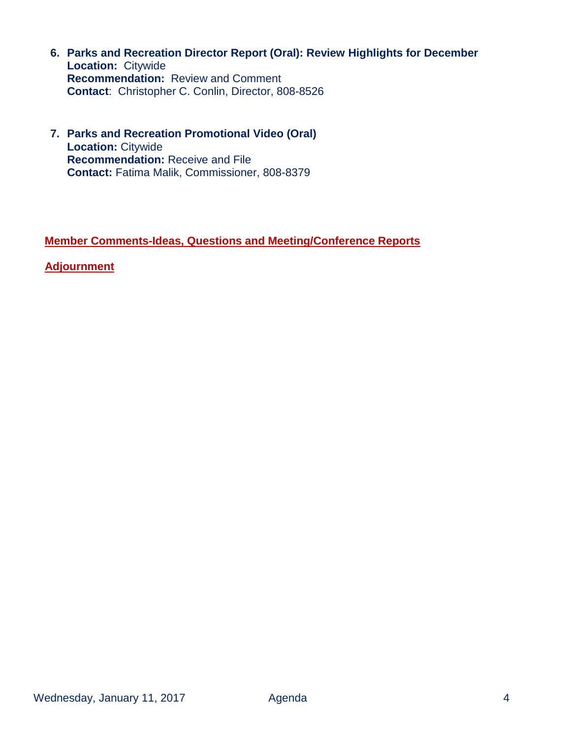6. **Parks and Recreation Director Report (Oral): Review Highlights for December**
   **Location:** Citywide
   **Recommendation:** Review and Comment
   **Contact**: Christopher C. Conlin, Director, 808-8526

7. **Parks and Recreation Promotional Video (Oral)**
   **Location:** Citywide
   **Recommendation:** Receive and File
   **Contact:** Fatima Malik, Commissioner, 808-8379

**Member Comments-Ideas, Questions and Meeting/Conference Reports**

**Adjournment**